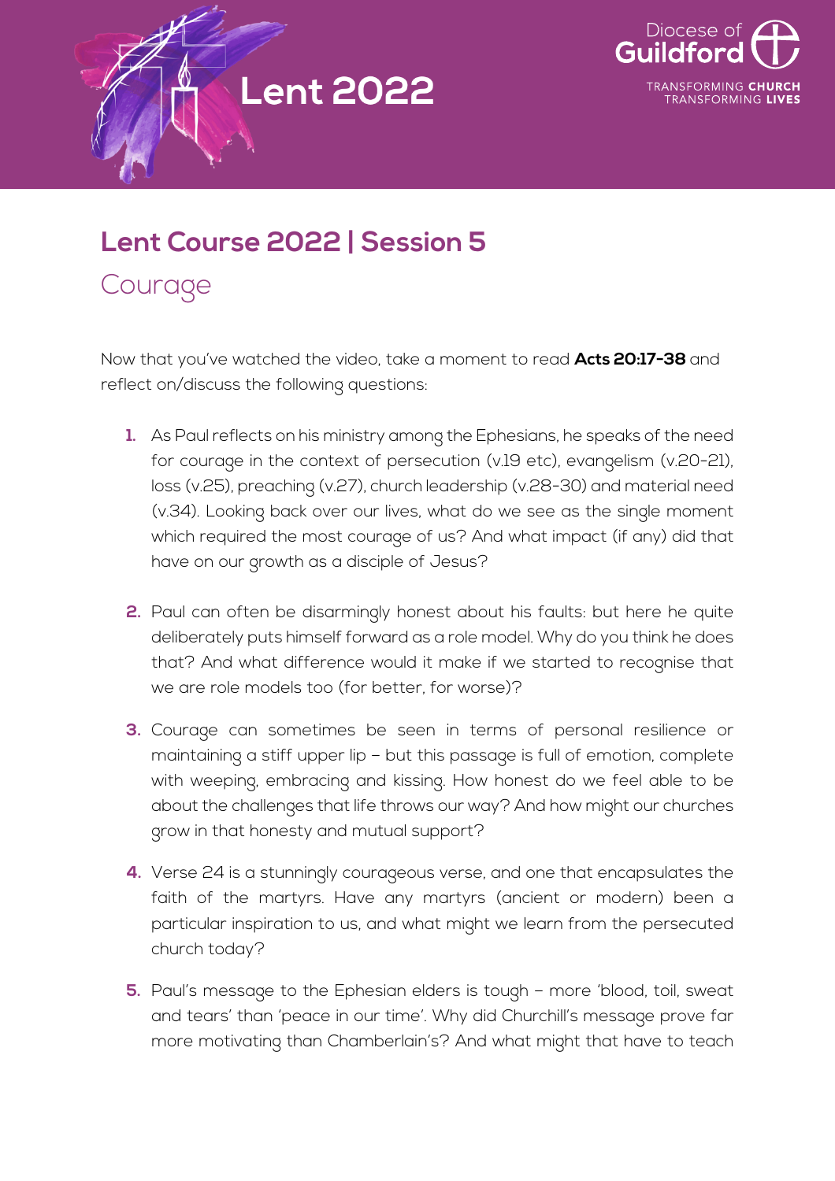# Lent 2022

Diocese of Guildford

TRANSFORMING CHURCH TRANSFORMING LIVES

## Lent Course 2022 | Session 5

### Courage

Now that you've watched the video, take a moment to read **Acts 20:17-38** and reflect on/discuss the following questions:

1. As Paul reflects on his ministry among the Ephesians, he speaks of the need for courage in the context of persecution (v.19 etc), evangelism (v.20-21), loss (v.25), preaching (v.27), church leadership (v.28-30) and material need (v.34). Looking back over our lives, what do we see as the single moment which required the most courage of us? And what impact (if any) did that have on our growth as a disciple of Jesus?

2. Paul can often be disarmingly honest about his faults: but here he quite deliberately puts himself forward as a role model. Why do you think he does that? And what difference would it make if we started to recognise that we are role models too (for better, for worse)?

3. Courage can sometimes be seen in terms of personal resilience or maintaining a stiff upper lip – but this passage is full of emotion, complete with weeping, embracing and kissing. How honest do we feel able to be about the challenges that life throws our way? And how might our churches grow in that honesty and mutual support?

4. Verse 24 is a stunningly courageous verse, and one that encapsulates the faith of the martyrs. Have any martyrs (ancient or modern) been a particular inspiration to us, and what might we learn from the persecuted church today?

5. Paul's message to the Ephesian elders is tough – more 'blood, toil, sweat and tears' than 'peace in our time'. Why did Churchill's message prove far more motivating than Chamberlain's? And what might that have to teach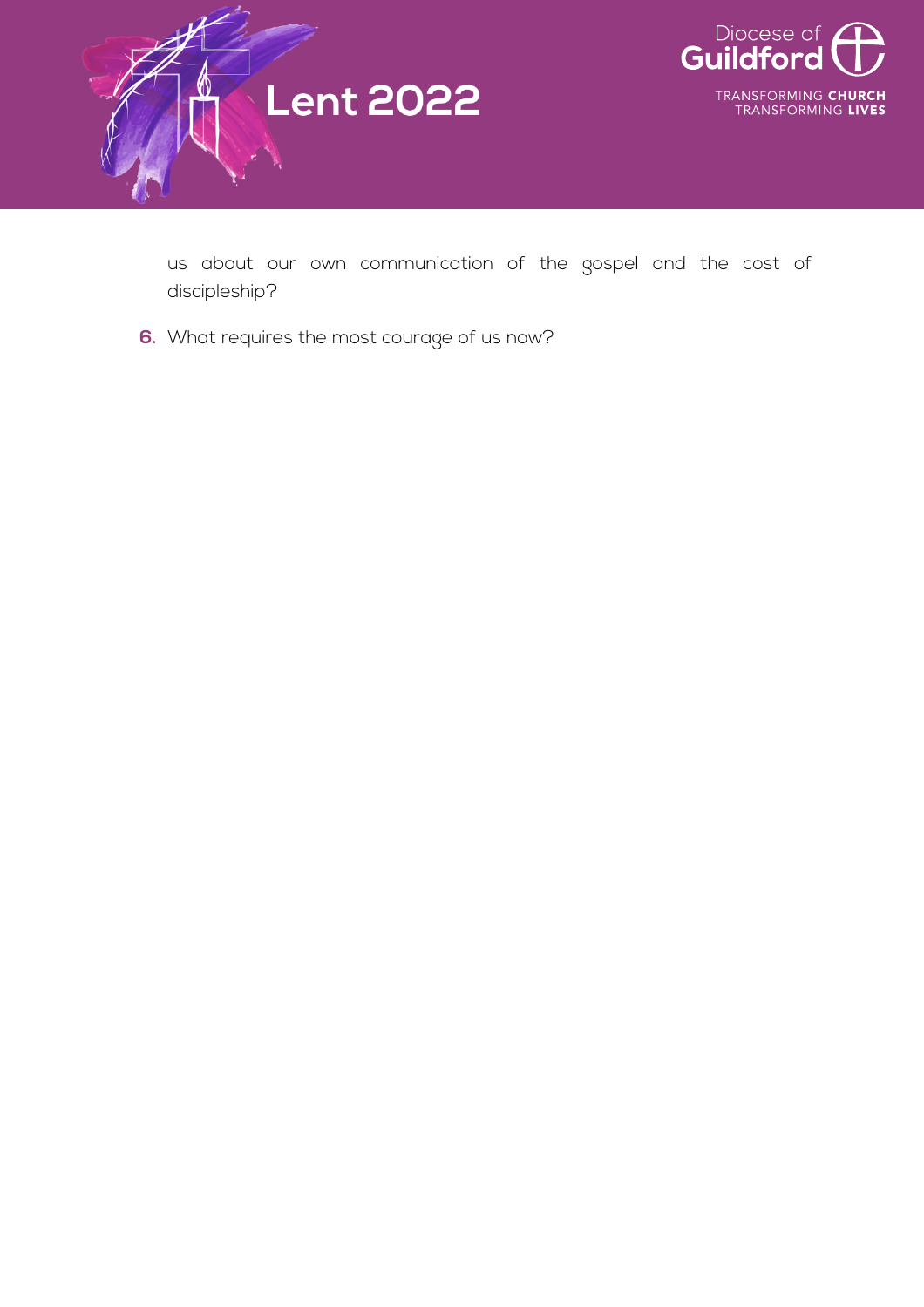us about our own communication of the gospel and the cost of discipleship?

6. What requires the most courage of us now?